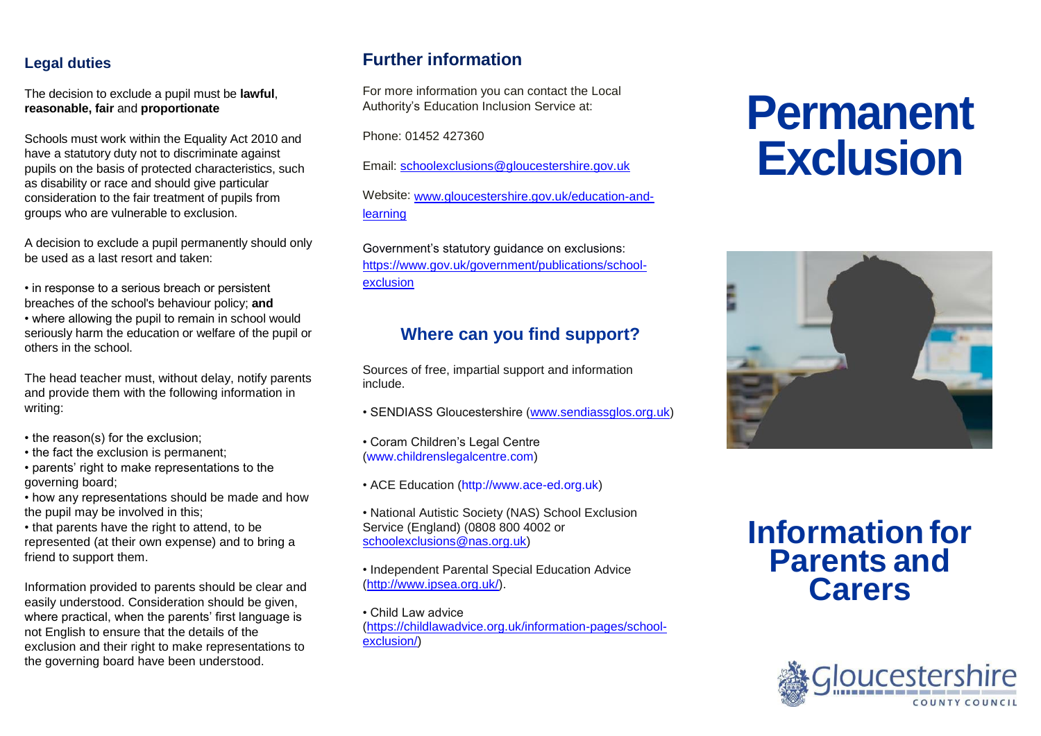## Legal duties

The decision to exclude a pupil must be **lawful**, **reasonable, fair** and **proportionate**

Schools must work within the Equality Act 2010 and have a statutory duty not to discriminate against pupils on the basis of protected characteristics, such as disability or race and should give particular consideration to the fair treatment of pupils from groups who are vulnerable to exclusion.

A decision to exclude a pupil permanently should only be used as a last resort and taken:

- in response to a serious breach or persistent breaches of the school's behaviour policy; **and**
- where allowing the pupil to remain in school would seriously harm the education or welfare of the pupil or others in the school.

The head teacher must, without delay, notify parents and provide them with the following information in writing:

- the reason(s) for the exclusion;
- the fact the exclusion is permanent;
- parents' right to make representations to the governing board;
- how any representations should be made and how the pupil may be involved in this;
- that parents have the right to attend, to be represented (at their own expense) and to bring a friend to support them.

Information provided to parents should be clear and easily understood. Consideration should be given, where practical, when the parents' first language is not English to ensure that the details of the exclusion and their right to make representations to the governing board have been understood.

## Further information

For more information you can contact the Local Authority's Education Inclusion Service at:

Phone: 01452 427360

Email: schoolexclusions@gloucestershire.gov.uk

Website: www.gloucestershire.gov.uk/education-and-learning

Government's statutory guidance on exclusions: https://www.gov.uk/government/publications/school-exclusion

## Where can you find support?

Sources of free, impartial support and information include.

- SENDIASS Gloucestershire (www.sendiassglos.org.uk)
- Coram Children's Legal Centre (www.childrenslegalcentre.com)
- ACE Education (http://www.ace-ed.org.uk)
- National Autistic Society (NAS) School Exclusion Service (England) (0808 800 4002 or schoolexclusions@nas.org.uk)
- Independent Parental Special Education Advice (http://www.ipsea.org.uk/).
- Child Law advice (https://childlawadvice.org.uk/information-pages/school-exclusion/)

# Permanent Exclusion

# Information for Parents and Carers

Gloucestershire County Council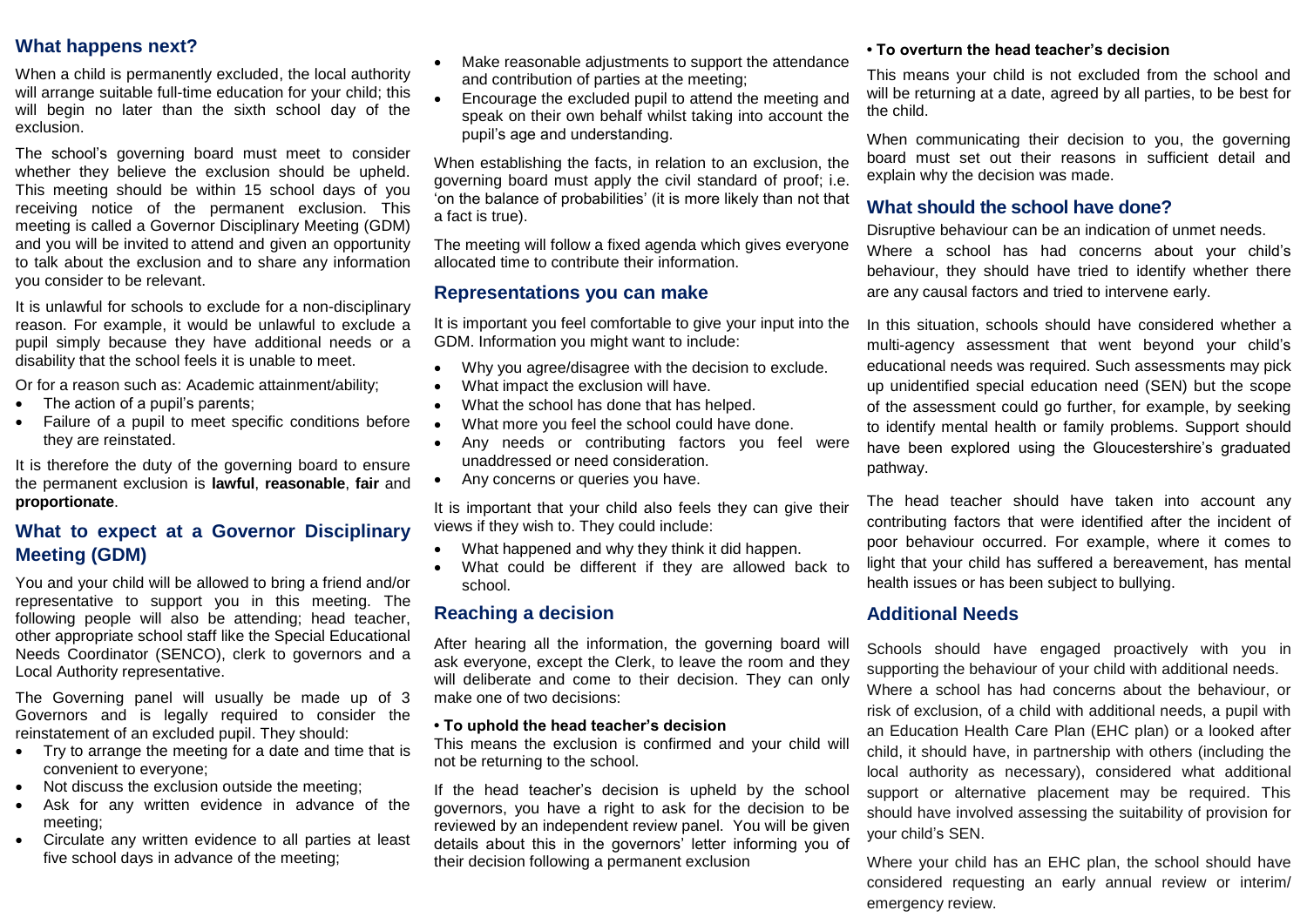## What happens next?

When a child is permanently excluded, the local authority will arrange suitable full-time education for your child; this will begin no later than the sixth school day of the exclusion.

The school's governing board must meet to consider whether they believe the exclusion should be upheld. This meeting should be within 15 school days of you receiving notice of the permanent exclusion. This meeting is called a Governor Disciplinary Meeting (GDM) and you will be invited to attend and given an opportunity to talk about the exclusion and to share any information you consider to be relevant.

It is unlawful for schools to exclude for a non-disciplinary reason. For example, it would be unlawful to exclude a pupil simply because they have additional needs or a disability that the school feels it is unable to meet.

Or for a reason such as: Academic attainment/ability;

- The action of a pupil's parents;
- Failure of a pupil to meet specific conditions before they are reinstated.

It is therefore the duty of the governing board to ensure the permanent exclusion is **lawful**, **reasonable**, **fair** and **proportionate**.

## What to expect at a Governor Disciplinary Meeting (GDM)

You and your child will be allowed to bring a friend and/or representative to support you in this meeting. The following people will also be attending; head teacher, other appropriate school staff like the Special Educational Needs Coordinator (SENCO), clerk to governors and a Local Authority representative.

The Governing panel will usually be made up of 3 Governors and is legally required to consider the reinstatement of an excluded pupil. They should:

- Try to arrange the meeting for a date and time that is convenient to everyone;
- Not discuss the exclusion outside the meeting;
- Ask for any written evidence in advance of the meeting;
- Circulate any written evidence to all parties at least five school days in advance of the meeting;
- Make reasonable adjustments to support the attendance and contribution of parties at the meeting;
- Encourage the excluded pupil to attend the meeting and speak on their own behalf whilst taking into account the pupil's age and understanding.

When establishing the facts, in relation to an exclusion, the governing board must apply the civil standard of proof; i.e. 'on the balance of probabilities' (it is more likely than not that a fact is true).

The meeting will follow a fixed agenda which gives everyone allocated time to contribute their information.

## Representations you can make

It is important you feel comfortable to give your input into the GDM. Information you might want to include:

- Why you agree/disagree with the decision to exclude.
- What impact the exclusion will have.
- What the school has done that has helped.
- What more you feel the school could have done.
- Any needs or contributing factors you feel were unaddressed or need consideration.
- Any concerns or queries you have.

It is important that your child also feels they can give their views if they wish to. They could include:

- What happened and why they think it did happen.
- What could be different if they are allowed back to school.

## Reaching a decision

After hearing all the information, the governing board will ask everyone, except the Clerk, to leave the room and they will deliberate and come to their decision. They can only make one of two decisions:

**• To uphold the head teacher's decision**

This means the exclusion is confirmed and your child will not be returning to the school.

If the head teacher's decision is upheld by the school governors, you have a right to ask for the decision to be reviewed by an independent review panel. You will be given details about this in the governors' letter informing you of their decision following a permanent exclusion

**• To overturn the head teacher's decision**

This means your child is not excluded from the school and will be returning at a date, agreed by all parties, to be best for the child.

When communicating their decision to you, the governing board must set out their reasons in sufficient detail and explain why the decision was made.

## What should the school have done?

Disruptive behaviour can be an indication of unmet needs.

Where a school has had concerns about your child's behaviour, they should have tried to identify whether there are any causal factors and tried to intervene early.

In this situation, schools should have considered whether a multi-agency assessment that went beyond your child's educational needs was required. Such assessments may pick up unidentified special education need (SEN) but the scope of the assessment could go further, for example, by seeking to identify mental health or family problems. Support should have been explored using the Gloucestershire's graduated pathway.

The head teacher should have taken into account any contributing factors that were identified after the incident of poor behaviour occurred. For example, where it comes to light that your child has suffered a bereavement, has mental health issues or has been subject to bullying.

## Additional Needs

Schools should have engaged proactively with you in supporting the behaviour of your child with additional needs.

Where a school has had concerns about the behaviour, or risk of exclusion, of a child with additional needs, a pupil with an Education Health Care Plan (EHC plan) or a looked after child, it should have, in partnership with others (including the local authority as necessary), considered what additional support or alternative placement may be required. This should have involved assessing the suitability of provision for your child's SEN.

Where your child has an EHC plan, the school should have considered requesting an early annual review or interim/ emergency review.